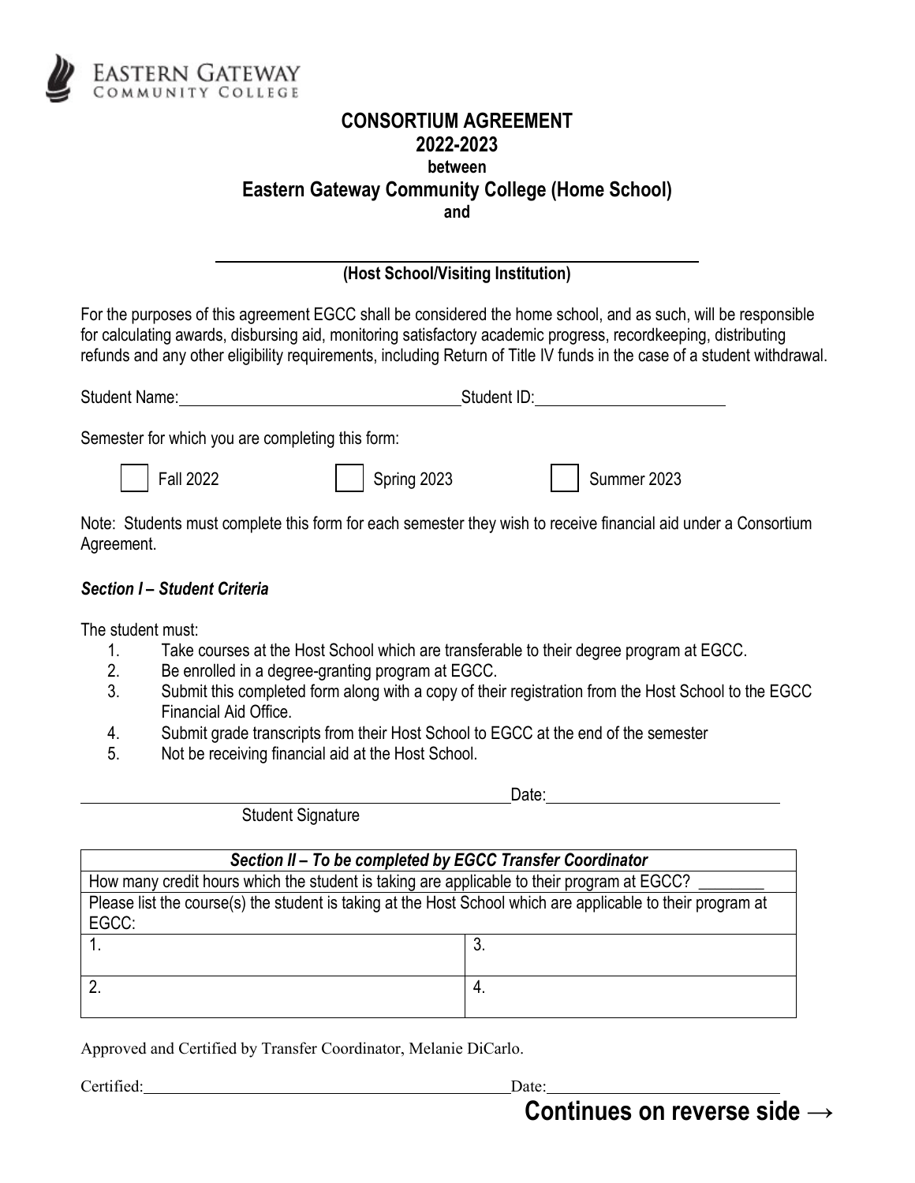EASTERN GATEWAY
COMMUNITY COLLEGE

# CONSORTIUM AGREEMENT
## 2022-2023
**between**
## Eastern Gateway Community College (Home School)
**and**

______________________________________________
**(Host School/Visiting Institution)**

For the purposes of this agreement EGCC shall be considered the home school, and as such, will be responsible for calculating awards, disbursing aid, monitoring satisfactory academic progress, recordkeeping, distributing refunds and any other eligibility requirements, including Return of Title IV funds in the case of a student withdrawal.

Student Name:______________________________ Student ID:____________________

Semester for which you are completing this form:

☐ Fall 2022 ☐ Spring 2023 ☐ Summer 2023

Note: Students must complete this form for each semester they wish to receive financial aid under a Consortium Agreement.

***Section I – Student Criteria***

The student must:

1. Take courses at the Host School which are transferable to their degree program at EGCC.
2. Be enrolled in a degree-granting program at EGCC.
3. Submit this completed form along with a copy of their registration from the Host School to the EGCC Financial Aid Office.
4. Submit grade transcripts from their Host School to EGCC at the end of the semester
5. Not be receiving financial aid at the Host School.

______________________________________________ Date:________________________
Student Signature

| ***Section II – To be completed by EGCC Transfer Coordinator*** | |
|---|---|
| How many credit hours which the student is taking are applicable to their program at EGCC? ________ | |
| Please list the course(s) the student is taking at the Host School which are applicable to their program at EGCC: | |
| 1. | 3. |
| 2. | 4. |

Approved and Certified by Transfer Coordinator, Melanie DiCarlo.

Certified:______________________________________ Date:________________________

**Continues on reverse side →**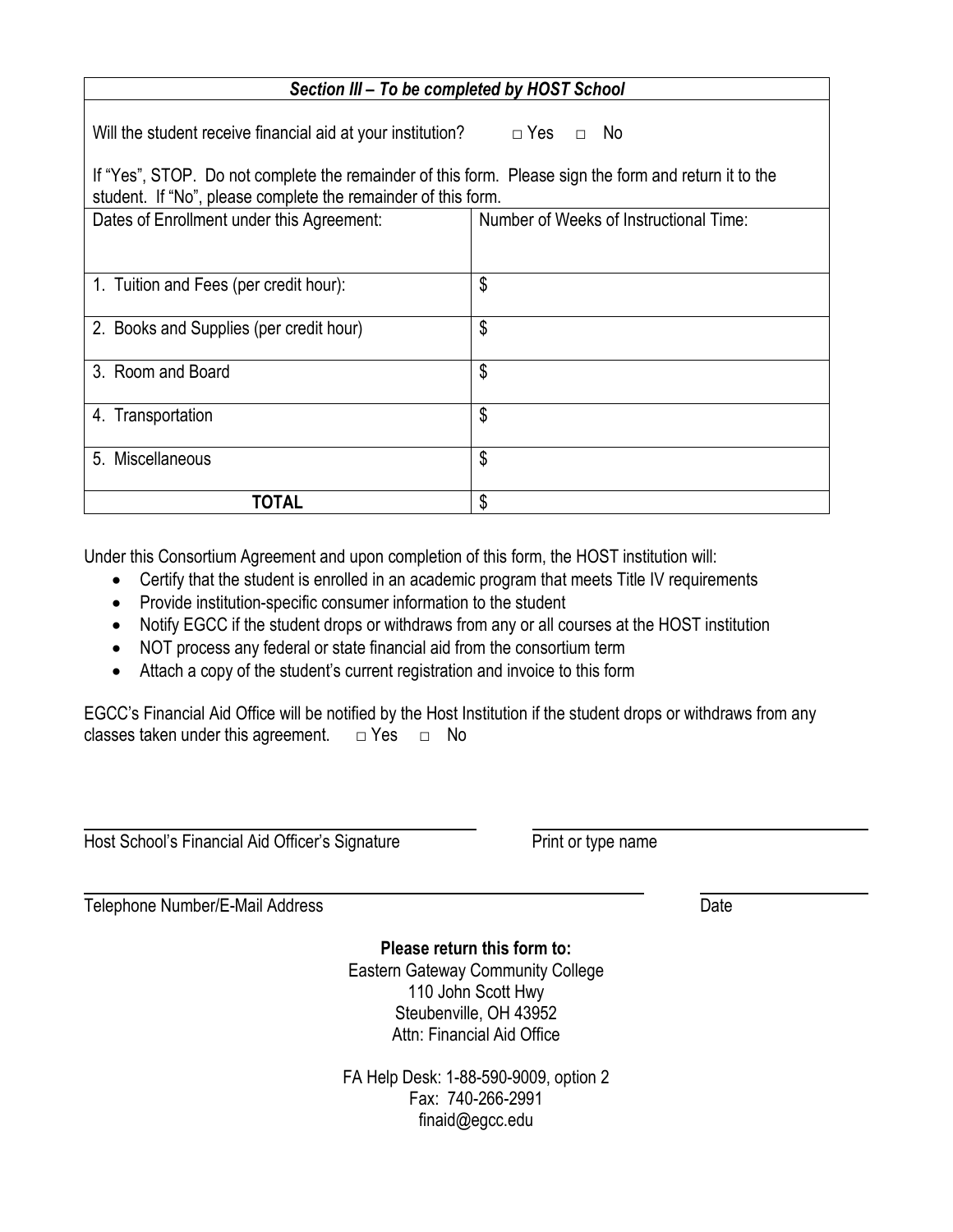| *Section III – To be completed by HOST School* | |
|---|---|
| Will the student receive financial aid at your institution? □ Yes □ No<br><br>If "Yes", STOP. Do not complete the remainder of this form. Please sign the form and return it to the student. If "No", please complete the remainder of this form. | |
| Dates of Enrollment under this Agreement: | Number of Weeks of Instructional Time: |
| 1. Tuition and Fees (per credit hour): | $ |
| 2. Books and Supplies (per credit hour) | $ |
| 3. Room and Board | $ |
| 4. Transportation | $ |
| 5. Miscellaneous | $ |
| **TOTAL** | $ |

Under this Consortium Agreement and upon completion of this form, the HOST institution will:

- Certify that the student is enrolled in an academic program that meets Title IV requirements
- Provide institution-specific consumer information to the student
- Notify EGCC if the student drops or withdraws from any or all courses at the HOST institution
- NOT process any federal or state financial aid from the consortium term
- Attach a copy of the student's current registration and invoice to this form

EGCC's Financial Aid Office will be notified by the Host Institution if the student drops or withdraws from any classes taken under this agreement. □ Yes □ No

Host School's Financial Aid Officer's Signature ____________________ Print or type name ____________________

Telephone Number/E-Mail Address ____________________ Date ____________________

**Please return this form to:**
Eastern Gateway Community College
110 John Scott Hwy
Steubenville, OH 43952
Attn: Financial Aid Office

FA Help Desk: 1-88-590-9009, option 2
Fax: 740-266-2991
finaid@egcc.edu